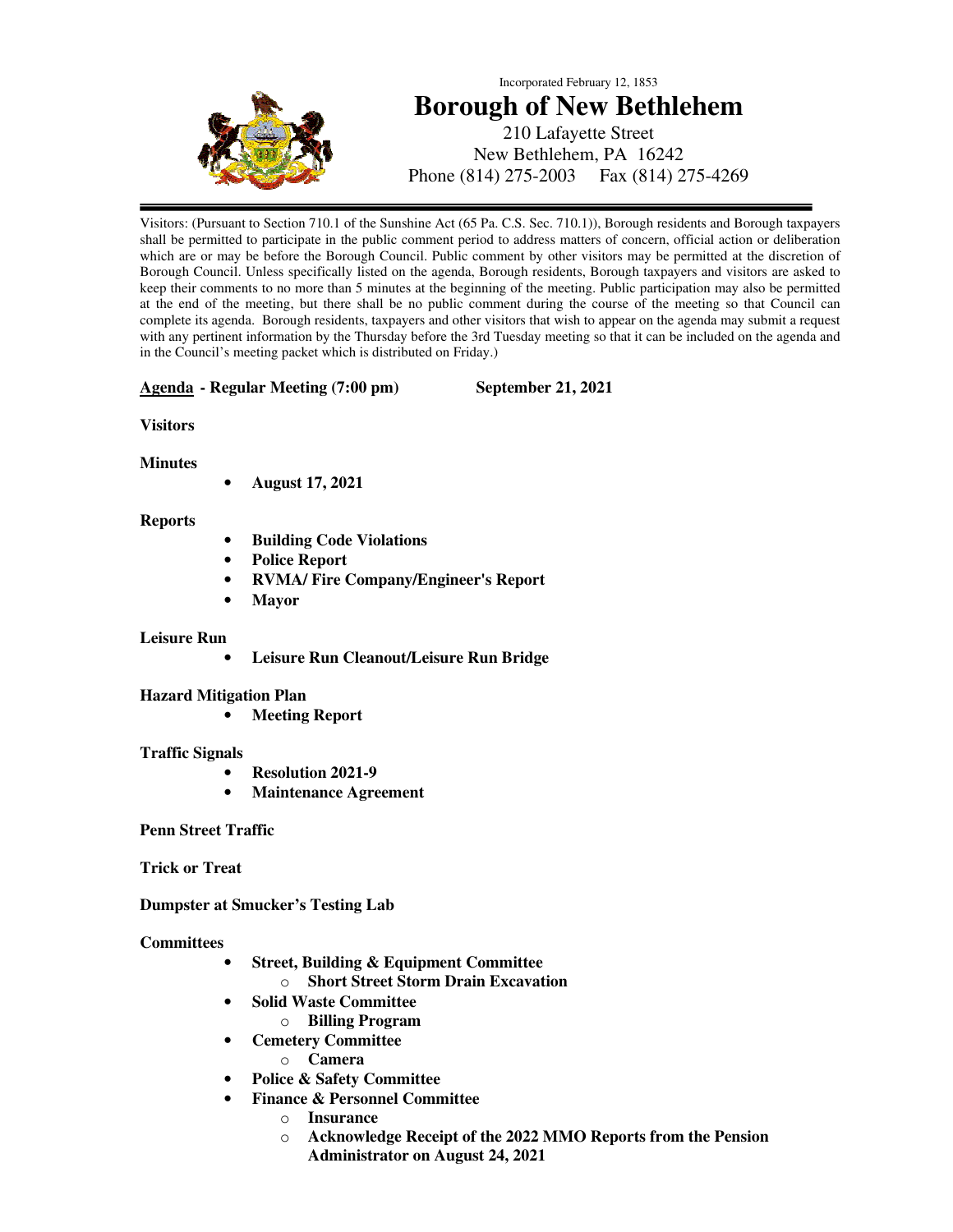Incorporated February 12, 1853

# Borough of New Bethlehem

210 Lafayette Street
New Bethlehem, PA 16242
Phone (814) 275-2003 Fax (814) 275-4269

---

Visitors: (Pursuant to Section 710.1 of the Sunshine Act (65 Pa. C.S. Sec. 710.1)), Borough residents and Borough taxpayers shall be permitted to participate in the public comment period to address matters of concern, official action or deliberation which are or may be before the Borough Council. Public comment by other visitors may be permitted at the discretion of Borough Council. Unless specifically listed on the agenda, Borough residents, Borough taxpayers and visitors are asked to keep their comments to no more than 5 minutes at the beginning of the meeting. Public participation may also be permitted at the end of the meeting, but there shall be no public comment during the course of the meeting so that Council can complete its agenda. Borough residents, taxpayers and other visitors that wish to appear on the agenda may submit a request with any pertinent information by the Thursday before the 3rd Tuesday meeting so that it can be included on the agenda and in the Council's meeting packet which is distributed on Friday.)

**Agenda - Regular Meeting (7:00 pm) September 21, 2021**

**Visitors**

**Minutes**

- **August 17, 2021**

**Reports**

- **Building Code Violations**
- **Police Report**
- **RVMA/ Fire Company/Engineer's Report**
- **Mayor**

**Leisure Run**

- **Leisure Run Cleanout/Leisure Run Bridge**

**Hazard Mitigation Plan**

- **Meeting Report**

**Traffic Signals**

- **Resolution 2021-9**
- **Maintenance Agreement**

**Penn Street Traffic**

**Trick or Treat**

**Dumpster at Smucker's Testing Lab**

**Committees**

- **Street, Building & Equipment Committee**
  - **Short Street Storm Drain Excavation**
- **Solid Waste Committee**
  - **Billing Program**
- **Cemetery Committee**
  - **Camera**
- **Police & Safety Committee**
- **Finance & Personnel Committee**
  - **Insurance**
  - **Acknowledge Receipt of the 2022 MMO Reports from the Pension Administrator on August 24, 2021**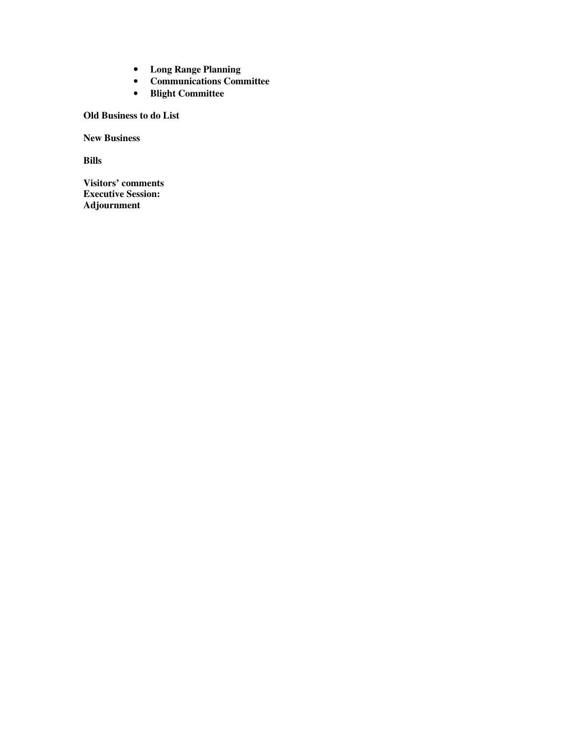- **Long Range Planning**
- **Communications Committee**
- **Blight Committee**

**Old Business to do List**

**New Business**

**Bills**

**Visitors' comments**
**Executive Session:**
**Adjournment**